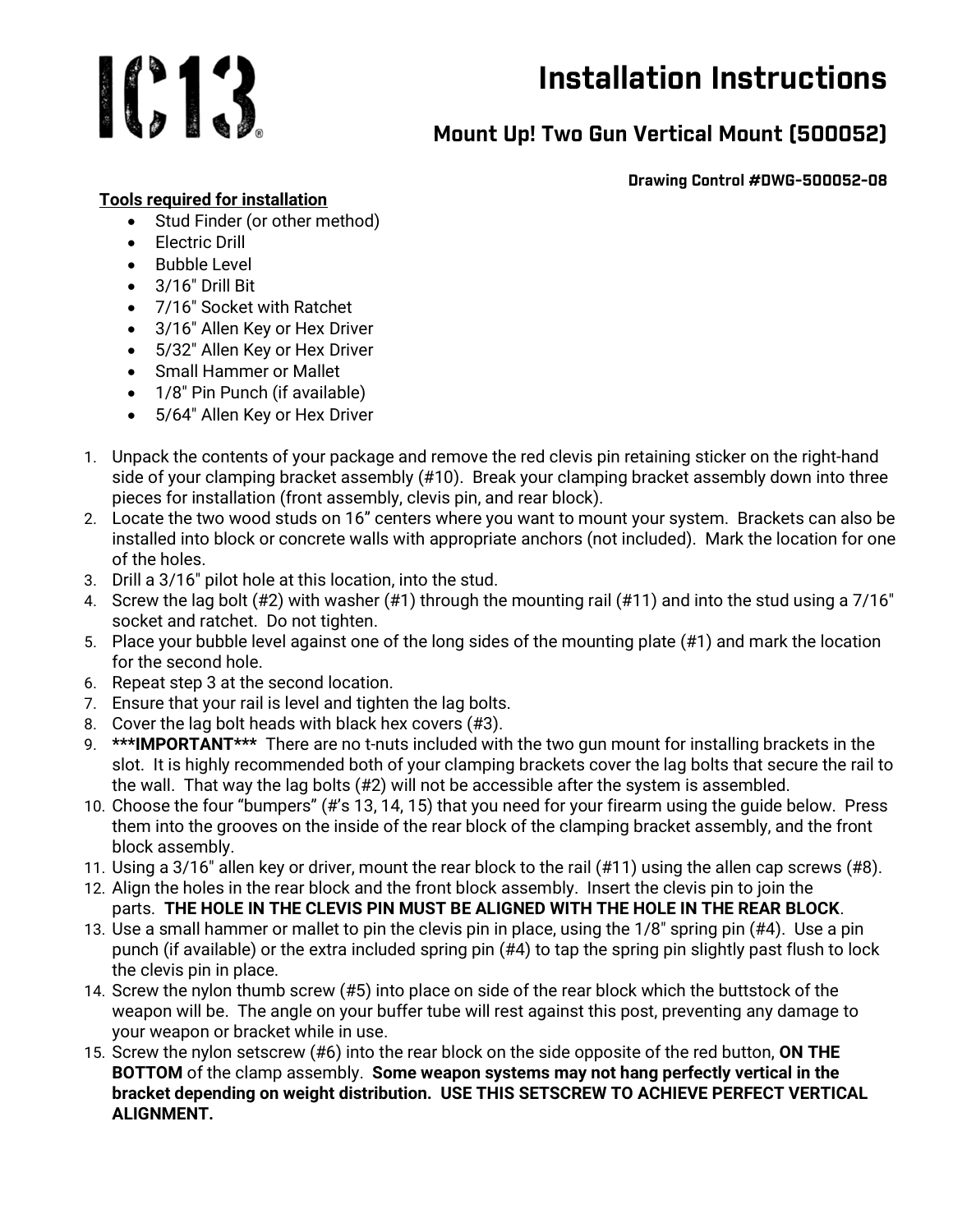IC13®

# Installation Instructions

## Mount Up! Two Gun Vertical Mount (500052)

**Drawing Control #DWG-500052-08**

**Tools required for installation**

- Stud Finder (or other method)
- Electric Drill
- Bubble Level
- 3/16" Drill Bit
- 7/16" Socket with Ratchet
- 3/16" Allen Key or Hex Driver
- 5/32" Allen Key or Hex Driver
- Small Hammer or Mallet
- 1/8" Pin Punch (if available)
- 5/64" Allen Key or Hex Driver

1. Unpack the contents of your package and remove the red clevis pin retaining sticker on the right-hand side of your clamping bracket assembly (#10). Break your clamping bracket assembly down into three pieces for installation (front assembly, clevis pin, and rear block).
2. Locate the two wood studs on 16" centers where you want to mount your system. Brackets can also be installed into block or concrete walls with appropriate anchors (not included). Mark the location for one of the holes.
3. Drill a 3/16" pilot hole at this location, into the stud.
4. Screw the lag bolt (#2) with washer (#1) through the mounting rail (#11) and into the stud using a 7/16" socket and ratchet. Do not tighten.
5. Place your bubble level against one of the long sides of the mounting plate (#1) and mark the location for the second hole.
6. Repeat step 3 at the second location.
7. Ensure that your rail is level and tighten the lag bolts.
8. Cover the lag bolt heads with black hex covers (#3).
9. **\*\*\*IMPORTANT\*\*\*** There are no t-nuts included with the two gun mount for installing brackets in the slot. It is highly recommended both of your clamping brackets cover the lag bolts that secure the rail to the wall. That way the lag bolts (#2) will not be accessible after the system is assembled.
10. Choose the four "bumpers" (#'s 13, 14, 15) that you need for your firearm using the guide below. Press them into the grooves on the inside of the rear block of the clamping bracket assembly, and the front block assembly.
11. Using a 3/16" allen key or driver, mount the rear block to the rail (#11) using the allen cap screws (#8).
12. Align the holes in the rear block and the front block assembly. Insert the clevis pin to join the parts. **THE HOLE IN THE CLEVIS PIN MUST BE ALIGNED WITH THE HOLE IN THE REAR BLOCK**.
13. Use a small hammer or mallet to pin the clevis pin in place, using the 1/8" spring pin (#4). Use a pin punch (if available) or the extra included spring pin (#4) to tap the spring pin slightly past flush to lock the clevis pin in place.
14. Screw the nylon thumb screw (#5) into place on side of the rear block which the buttstock of the weapon will be. The angle on your buffer tube will rest against this post, preventing any damage to your weapon or bracket while in use.
15. Screw the nylon setscrew (#6) into the rear block on the side opposite of the red button, **ON THE BOTTOM** of the clamp assembly. **Some weapon systems may not hang perfectly vertical in the bracket depending on weight distribution. USE THIS SETSCREW TO ACHIEVE PERFECT VERTICAL ALIGNMENT.**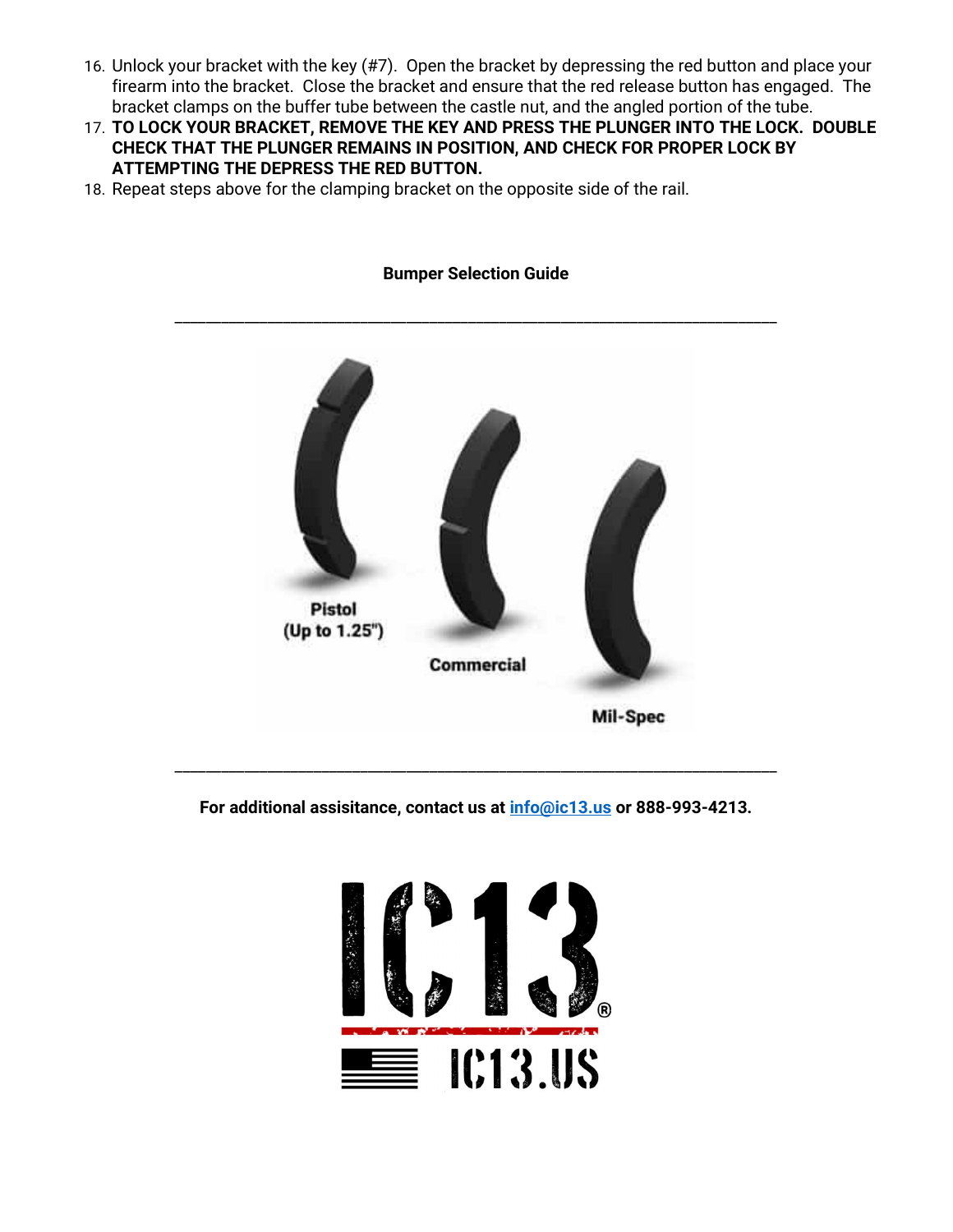16. Unlock your bracket with the key (#7). Open the bracket by depressing the red button and place your firearm into the bracket. Close the bracket and ensure that the red release button has engaged. The bracket clamps on the buffer tube between the castle nut, and the angled portion of the tube.
17. **TO LOCK YOUR BRACKET, REMOVE THE KEY AND PRESS THE PLUNGER INTO THE LOCK. DOUBLE CHECK THAT THE PLUNGER REMAINS IN POSITION, AND CHECK FOR PROPER LOCK BY ATTEMPTING THE DEPRESS THE RED BUTTON.**
18. Repeat steps above for the clamping bracket on the opposite side of the rail.

**Bumper Selection Guide**

---

Pistol (Up to 1.25")

Commercial

Mil-Spec

---

**For additional assisitance, contact us at [info@ic13.us](mailto:info@ic13.us) or 888-993-4213.**

IC13®

IC13.US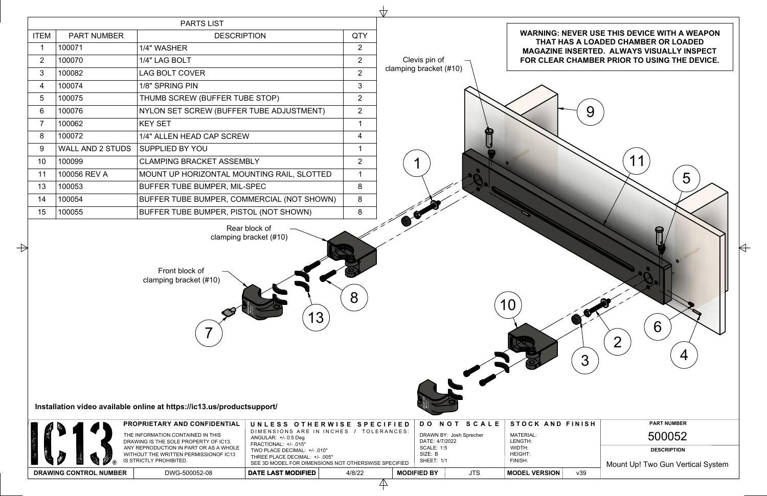| PARTS LIST | | | |
|---|---|---|---|
| ITEM | PART NUMBER | DESCRIPTION | QTY |
| 1 | 100071 | 1/4" WASHER | 2 |
| 2 | 100070 | 1/4" LAG BOLT | 2 |
| 3 | 100082 | LAG BOLT COVER | 2 |
| 4 | 100074 | 1/8" SPRING PIN | 3 |
| 5 | 100075 | THUMB SCREW (BUFFER TUBE STOP) | 2 |
| 6 | 100076 | NYLON SET SCREW (BUFFER TUBE ADJUSTMENT) | 2 |
| 7 | 100062 | KEY SET | 1 |
| 8 | 100072 | 1/4" ALLEN HEAD CAP SCREW | 4 |
| 9 | WALL AND 2 STUDS | SUPPLIED BY YOU | 1 |
| 10 | 100099 | CLAMPING BRACKET ASSEMBLY | 2 |
| 11 | 100056 REV A | MOUNT UP HORIZONTAL MOUNTING RAIL, SLOTTED | 1 |
| 13 | 100053 | BUFFER TUBE BUMPER, MIL-SPEC | 8 |
| 14 | 100054 | BUFFER TUBE BUMPER, COMMERCIAL (NOT SHOWN) | 8 |
| 15 | 100055 | BUFFER TUBE BUMPER, PISTOL (NOT SHOWN) | 8 |

**WARNING: NEVER USE THIS DEVICE WITH A WEAPON THAT HAS A LOADED CHAMBER OR LOADED MAGAZINE INSERTED. ALWAYS VISUALLY INSPECT FOR CLEAR CHAMBER PRIOR TO USING THE DEVICE.**

Clevis pin of clamping bracket (#10)

Rear block of clamping bracket (#10)

Front block of clamping bracket (#10)

9
11
5
1
8
13
7
10
6
2
3
4

**Installation video available online at https://ic13.us/productsupport/**

IC13®

**PROPRIETARY AND CONFIDENTIAL**

THE INFORMATION CONTAINED IN THIS DRAWING IS THE SOLE PROPERTY OF IC13. ANY REPRODUCTION IN PART OR AS A WHOLE WITHOUT THE WRITTEN PERMISSIONOF IC13 IS STRICTLY PROHIBITED.

**UNLESS OTHERWISE SPECIFIED**
DIMENSIONS ARE IN INCHES / TOLERANCES:
ANGULAR: +/- 0.5 Deg
FRACTIONAL: +/- .015"
TWO PLACE DECIMAL: +/- .010"
THREE PLACE DECIMAL: +/- .005"
SEE 3D MODEL FOR DIMENSIONS NOT OTHERSWISE SPECIFIED

**DO NOT SCALE**
DRAWN BY: Josh Sprecher
DATE: 4/7/2022
SCALE: 1:5
SIZE: B
SHEET: 1/1

**STOCK AND FINISH**
MATERIAL:
LENGTH:
WIDTH:
HEIGHT:
FINISH:

**PART NUMBER**
500052

**DESCRIPTION**
Mount Up! Two Gun Vertical System

| DRAWING CONTROL NUMBER | DWG-500052-08 | DATE LAST MODIFIED | 4/8/22 | MODIFIED BY | JTS | MODEL VERSION | v39 |
|---|---|---|---|---|---|---|---|